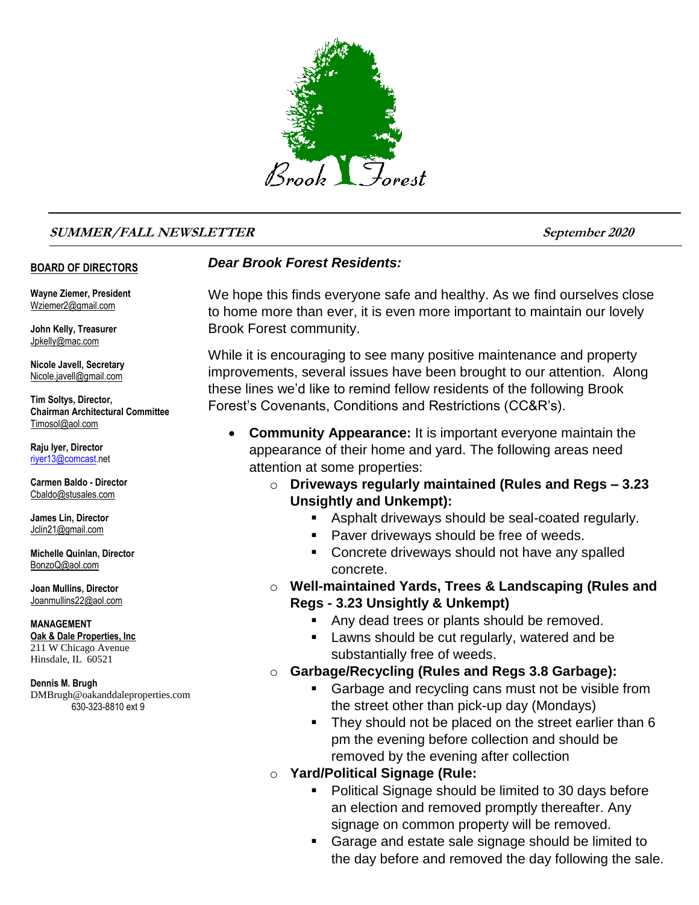# Brook Forest

**SUMMER/FALL NEWSLETTER** **September 2020**

**BOARD OF DIRECTORS**

**Wayne Ziemer, President**
Wziemer2@gmail.com

**John Kelly, Treasurer**
Jpkelly@mac.com

**Nicole Javell, Secretary**
Nicole.javell@gmail.com

**Tim Soltys, Director,**
**Chairman Architectural Committee**
Timosol@aol.com

**Raju Iyer, Director**
riyer13@comcast.net

**Carmen Baldo - Director**
Cbaldo@stusales.com

**James Lin, Director**
Jclin21@gmail.com

**Michelle Quinlan, Director**
BonzoQ@aol.com

**Joan Mullins, Director**
Joanmullins22@aol.com

**MANAGEMENT**
**Oak & Dale Properties, Inc**
211 W Chicago Avenue
Hinsdale, IL 60521

**Dennis M. Brugh**
DMBrugh@oakanddaleproperties.com
630-323-8810 ext 9

***Dear Brook Forest Residents:***

We hope this finds everyone safe and healthy. As we find ourselves close to home more than ever, it is even more important to maintain our lovely Brook Forest community.

While it is encouraging to see many positive maintenance and property improvements, several issues have been brought to our attention. Along these lines we'd like to remind fellow residents of the following Brook Forest's Covenants, Conditions and Restrictions (CC&R's).

- **Community Appearance:** It is important everyone maintain the appearance of their home and yard. The following areas need attention at some properties:
  - **Driveways regularly maintained (Rules and Regs – 3.23 Unsightly and Unkempt):**
    - Asphalt driveways should be seal-coated regularly.
    - Paver driveways should be free of weeds.
    - Concrete driveways should not have any spalled concrete.
  - **Well-maintained Yards, Trees & Landscaping (Rules and Regs - 3.23 Unsightly & Unkempt)**
    - Any dead trees or plants should be removed.
    - Lawns should be cut regularly, watered and be substantially free of weeds.
  - **Garbage/Recycling (Rules and Regs 3.8 Garbage):**
    - Garbage and recycling cans must not be visible from the street other than pick-up day (Mondays)
    - They should not be placed on the street earlier than 6 pm the evening before collection and should be removed by the evening after collection
  - **Yard/Political Signage (Rule:**
    - Political Signage should be limited to 30 days before an election and removed promptly thereafter. Any signage on common property will be removed.
    - Garage and estate sale signage should be limited to the day before and removed the day following the sale.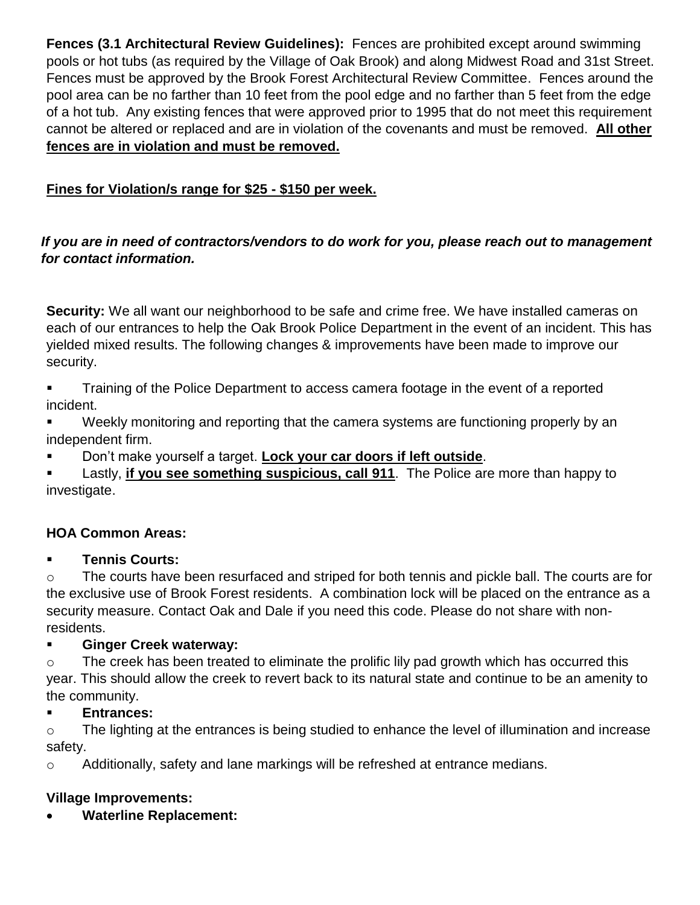**Fences (3.1 Architectural Review Guidelines):** Fences are prohibited except around swimming pools or hot tubs (as required by the Village of Oak Brook) and along Midwest Road and 31st Street. Fences must be approved by the Brook Forest Architectural Review Committee. Fences around the pool area can be no farther than 10 feet from the pool edge and no farther than 5 feet from the edge of a hot tub. Any existing fences that were approved prior to 1995 that do not meet this requirement cannot be altered or replaced and are in violation of the covenants and must be removed. **<u>All other fences are in violation and must be removed.</u>**

**<u>Fines for Violation/s range for $25 - $150 per week.</u>**

***If you are in need of contractors/vendors to do work for you, please reach out to management for contact information.***

**Security:** We all want our neighborhood to be safe and crime free. We have installed cameras on each of our entrances to help the Oak Brook Police Department in the event of an incident. This has yielded mixed results. The following changes & improvements have been made to improve our security.

- Training of the Police Department to access camera footage in the event of a reported incident.
- Weekly monitoring and reporting that the camera systems are functioning properly by an independent firm.
- Don't make yourself a target. **<u>Lock your car doors if left outside</u>**.
- Lastly, **<u>if you see something suspicious, call 911</u>**. The Police are more than happy to investigate.

**HOA Common Areas:**

- **Tennis Courts:**
  - The courts have been resurfaced and striped for both tennis and pickle ball. The courts are for the exclusive use of Brook Forest residents. A combination lock will be placed on the entrance as a security measure. Contact Oak and Dale if you need this code. Please do not share with non-residents.
- **Ginger Creek waterway:**
  - The creek has been treated to eliminate the prolific lily pad growth which has occurred this year. This should allow the creek to revert back to its natural state and continue to be an amenity to the community.
- **Entrances:**
  - The lighting at the entrances is being studied to enhance the level of illumination and increase safety.
  - Additionally, safety and lane markings will be refreshed at entrance medians.

**Village Improvements:**

- **Waterline Replacement:**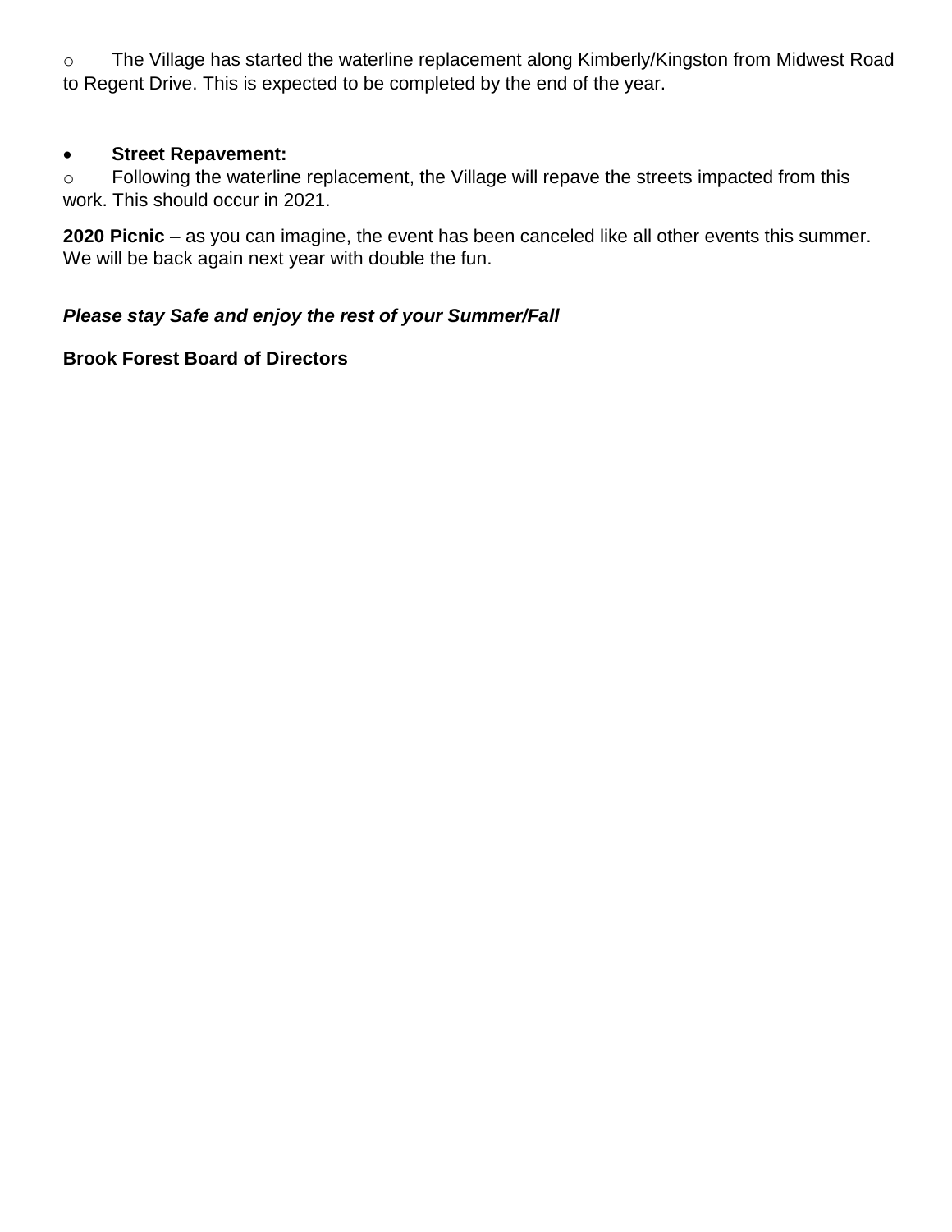- The Village has started the waterline replacement along Kimberly/Kingston from Midwest Road to Regent Drive. This is expected to be completed by the end of the year.

- **Street Repavement:**
  - Following the waterline replacement, the Village will repave the streets impacted from this work. This should occur in 2021.

**2020 Picnic** – as you can imagine, the event has been canceled like all other events this summer. We will be back again next year with double the fun.

***Please stay Safe and enjoy the rest of your Summer/Fall***

**Brook Forest Board of Directors**